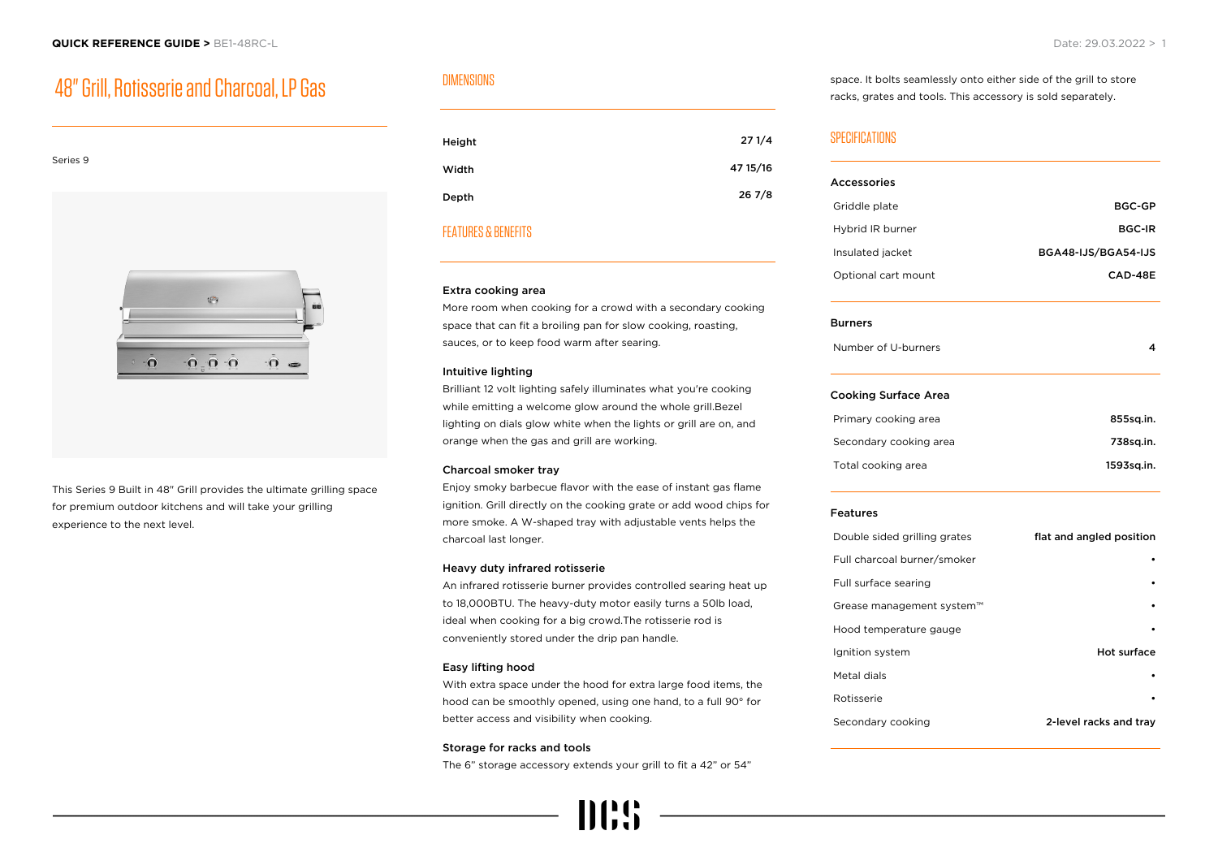# 48" Grill, Rotisserie and Charcoal, LP Gas

Series 9

This Series 9 Built in 48" Grill provides the ultimate grilling space for premium outdoor kitchens and will take your grilling experience to the next level.

## DIMENSIONS

| | |
|---|---|
| Height | 27 1/4 |
| Width | 47 15/16 |
| Depth | 26 7/8 |

## FEATURES & BENEFITS

**Extra cooking area**
More room when cooking for a crowd with a secondary cooking space that can fit a broiling pan for slow cooking, roasting, sauces, or to keep food warm after searing.

**Intuitive lighting**
Brilliant 12 volt lighting safely illuminates what you're cooking while emitting a welcome glow around the whole grill.Bezel lighting on dials glow white when the lights or grill are on, and orange when the gas and grill are working.

**Charcoal smoker tray**
Enjoy smoky barbecue flavor with the ease of instant gas flame ignition. Grill directly on the cooking grate or add wood chips for more smoke. A W-shaped tray with adjustable vents helps the charcoal last longer.

**Heavy duty infrared rotisserie**
An infrared rotisserie burner provides controlled searing heat up to 18,000BTU. The heavy-duty motor easily turns a 50lb load, ideal when cooking for a big crowd.The rotisserie rod is conveniently stored under the drip pan handle.

**Easy lifting hood**
With extra space under the hood for extra large food items, the hood can be smoothly opened, using one hand, to a full 90° for better access and visibility when cooking.

**Storage for racks and tools**
The 6" storage accessory extends your grill to fit a 42" or 54" space. It bolts seamlessly onto either side of the grill to store racks, grates and tools. This accessory is sold separately.

## SPECIFICATIONS

**Accessories**

| | |
|---|---|
| Griddle plate | BGC-GP |
| Hybrid IR burner | BGC-IR |
| Insulated jacket | BGA48-IJS/BGA54-IJS |
| Optional cart mount | CAD-48E |

**Burners**

| | |
|---|---|
| Number of U-burners | 4 |

**Cooking Surface Area**

| | |
|---|---|
| Primary cooking area | 855sq.in. |
| Secondary cooking area | 738sq.in. |
| Total cooking area | 1593sq.in. |

**Features**

| | |
|---|---|
| Double sided grilling grates | flat and angled position |
| Full charcoal burner/smoker | • |
| Full surface searing | • |
| Grease management system™ | • |
| Hood temperature gauge | • |
| Ignition system | Hot surface |
| Metal dials | • |
| Rotisserie | • |
| Secondary cooking | 2-level racks and tray |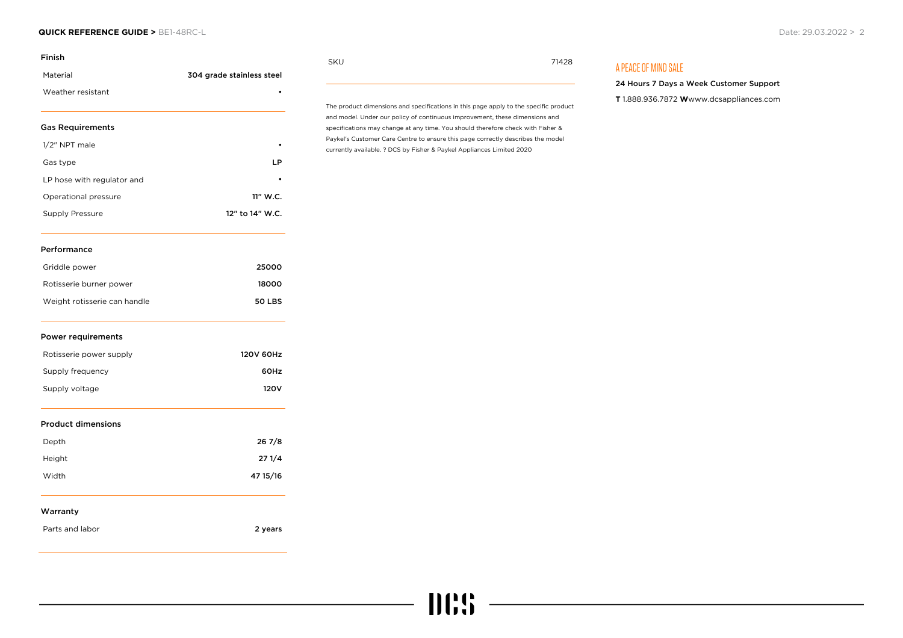## Finish

| | |
|---|---|
| Material | **304 grade stainless steel** |
| Weather resistant | • |

## Gas Requirements

| | |
|---|---|
| 1/2" NPT male | • |
| Gas type | **LP** |
| LP hose with regulator and | • |
| Operational pressure | **11" W.C.** |
| Supply Pressure | **12" to 14" W.C.** |

## Performance

| | |
|---|---|
| Griddle power | **25000** |
| Rotisserie burner power | **18000** |
| Weight rotisserie can handle | **50 LBS** |

## Power requirements

| | |
|---|---|
| Rotisserie power supply | **120V 60Hz** |
| Supply frequency | **60Hz** |
| Supply voltage | **120V** |

## Product dimensions

| | |
|---|---|
| Depth | **26 7/8** |
| Height | **27 1/4** |
| Width | **47 15/16** |

## Warranty

| | |
|---|---|
| Parts and labor | **2 years** |

| | |
|---|---|
| SKU | 71428 |

The product dimensions and specifications in this page apply to the specific product and model. Under our policy of continuous improvement, these dimensions and specifications may change at any time. You should therefore check with Fisher & Paykel's Customer Care Centre to ensure this page correctly describes the model currently available. ? DCS by Fisher & Paykel Appliances Limited 2020

## A PEACE OF MIND SALE

**24 Hours 7 Days a Week Customer Support**

**T** 1.888.936.7872 **W**www.dcsappliances.com

DCS